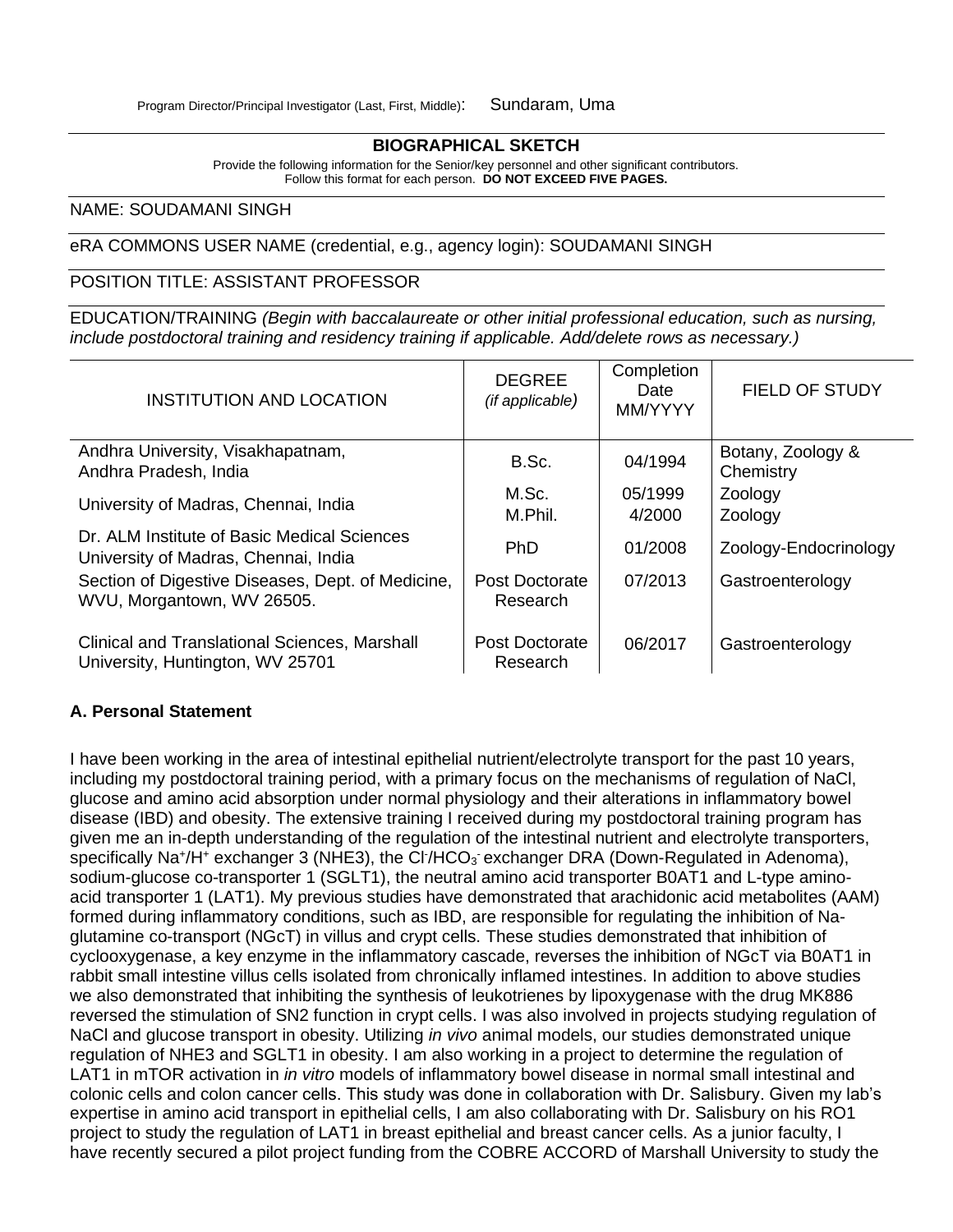Program Director/Principal Investigator (Last, First, Middle): Sundaram, Uma

## BIOGRAPHICAL SKETCH

Provide the following information for the Senior/key personnel and other significant contributors.
Follow this format for each person. **DO NOT EXCEED FIVE PAGES.**

NAME: SOUDAMANI SINGH

eRA COMMONS USER NAME (credential, e.g., agency login): SOUDAMANI SINGH

POSITION TITLE: ASSISTANT PROFESSOR

EDUCATION/TRAINING *(Begin with baccalaureate or other initial professional education, such as nursing, include postdoctoral training and residency training if applicable. Add/delete rows as necessary.)*

| INSTITUTION AND LOCATION | DEGREE *(if applicable)* | Completion Date MM/YYYY | FIELD OF STUDY |
|---|---|---|---|
| Andhra University, Visakhapatnam, Andhra Pradesh, India | B.Sc. | 04/1994 | Botany, Zoology & Chemistry |
| University of Madras, Chennai, India | M.Sc.<br>M.Phil. | 05/1999<br>4/2000 | Zoology<br>Zoology |
| Dr. ALM Institute of Basic Medical Sciences University of Madras, Chennai, India | PhD | 01/2008 | Zoology-Endocrinology |
| Section of Digestive Diseases, Dept. of Medicine, WVU, Morgantown, WV 26505. | Post Doctorate Research | 07/2013 | Gastroenterology |
| Clinical and Translational Sciences, Marshall University, Huntington, WV 25701 | Post Doctorate Research | 06/2017 | Gastroenterology |

### A. Personal Statement

I have been working in the area of intestinal epithelial nutrient/electrolyte transport for the past 10 years, including my postdoctoral training period, with a primary focus on the mechanisms of regulation of NaCl, glucose and amino acid absorption under normal physiology and their alterations in inflammatory bowel disease (IBD) and obesity. The extensive training I received during my postdoctoral training program has given me an in-depth understanding of the regulation of the intestinal nutrient and electrolyte transporters, specifically $Na^+/H^+$ exchanger 3 (NHE3), the $Cl^-/HCO_3^-$ exchanger DRA (Down-Regulated in Adenoma), sodium-glucose co-transporter 1 (SGLT1), the neutral amino acid transporter B0AT1 and L-type amino-acid transporter 1 (LAT1). My previous studies have demonstrated that arachidonic acid metabolites (AAM) formed during inflammatory conditions, such as IBD, are responsible for regulating the inhibition of Na-glutamine co-transport (NGcT) in villus and crypt cells. These studies demonstrated that inhibition of cyclooxygenase, a key enzyme in the inflammatory cascade, reverses the inhibition of NGcT via B0AT1 in rabbit small intestine villus cells isolated from chronically inflamed intestines. In addition to above studies we also demonstrated that inhibiting the synthesis of leukotrienes by lipoxygenase with the drug MK886 reversed the stimulation of SN2 function in crypt cells. I was also involved in projects studying regulation of NaCl and glucose transport in obesity. Utilizing *in vivo* animal models, our studies demonstrated unique regulation of NHE3 and SGLT1 in obesity. I am also working in a project to determine the regulation of LAT1 in mTOR activation in *in vitro* models of inflammatory bowel disease in normal small intestinal and colonic cells and colon cancer cells. This study was done in collaboration with Dr. Salisbury. Given my lab's expertise in amino acid transport in epithelial cells, I am also collaborating with Dr. Salisbury on his RO1 project to study the regulation of LAT1 in breast epithelial and breast cancer cells. As a junior faculty, I have recently secured a pilot project funding from the COBRE ACCORD of Marshall University to study the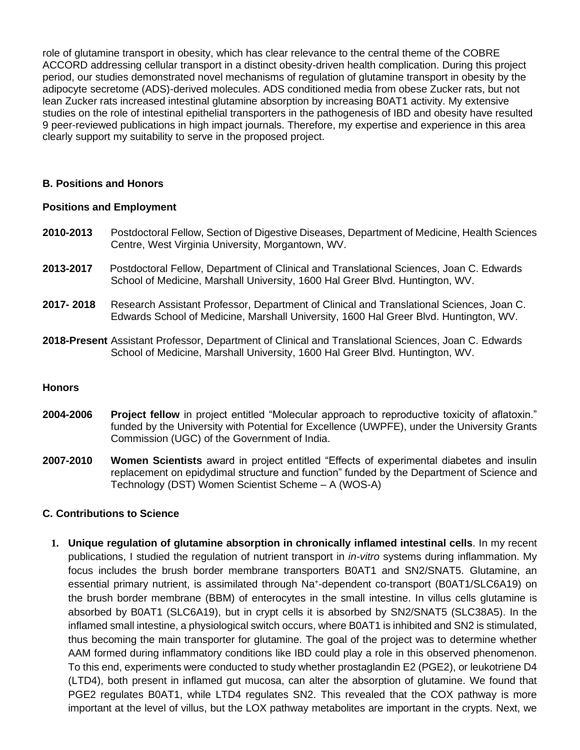role of glutamine transport in obesity, which has clear relevance to the central theme of the COBRE ACCORD addressing cellular transport in a distinct obesity-driven health complication. During this project period, our studies demonstrated novel mechanisms of regulation of glutamine transport in obesity by the adipocyte secretome (ADS)-derived molecules. ADS conditioned media from obese Zucker rats, but not lean Zucker rats increased intestinal glutamine absorption by increasing B0AT1 activity. My extensive studies on the role of intestinal epithelial transporters in the pathogenesis of IBD and obesity have resulted 9 peer-reviewed publications in high impact journals. Therefore, my expertise and experience in this area clearly support my suitability to serve in the proposed project.

## B. Positions and Honors

### Positions and Employment

**2010-2013** Postdoctoral Fellow, Section of Digestive Diseases, Department of Medicine, Health Sciences Centre, West Virginia University, Morgantown, WV.

**2013-2017** Postdoctoral Fellow, Department of Clinical and Translational Sciences, Joan C. Edwards School of Medicine, Marshall University, 1600 Hal Greer Blvd. Huntington, WV.

**2017- 2018** Research Assistant Professor, Department of Clinical and Translational Sciences, Joan C. Edwards School of Medicine, Marshall University, 1600 Hal Greer Blvd. Huntington, WV.

**2018-Present** Assistant Professor, Department of Clinical and Translational Sciences, Joan C. Edwards School of Medicine, Marshall University, 1600 Hal Greer Blvd. Huntington, WV.

### Honors

**2004-2006** **Project fellow** in project entitled "Molecular approach to reproductive toxicity of aflatoxin." funded by the University with Potential for Excellence (UWPFE), under the University Grants Commission (UGC) of the Government of India.

**2007-2010** **Women Scientists** award in project entitled "Effects of experimental diabetes and insulin replacement on epidydimal structure and function" funded by the Department of Science and Technology (DST) Women Scientist Scheme – A (WOS-A)

## C. Contributions to Science

1. **Unique regulation of glutamine absorption in chronically inflamed intestinal cells**. In my recent publications, I studied the regulation of nutrient transport in *in-vitro* systems during inflammation. My focus includes the brush border membrane transporters B0AT1 and SN2/SNAT5. Glutamine, an essential primary nutrient, is assimilated through $Na^{+}$-dependent co-transport (B0AT1/SLC6A19) on the brush border membrane (BBM) of enterocytes in the small intestine. In villus cells glutamine is absorbed by B0AT1 (SLC6A19), but in crypt cells it is absorbed by SN2/SNAT5 (SLC38A5). In the inflamed small intestine, a physiological switch occurs, where B0AT1 is inhibited and SN2 is stimulated, thus becoming the main transporter for glutamine. The goal of the project was to determine whether AAM formed during inflammatory conditions like IBD could play a role in this observed phenomenon. To this end, experiments were conducted to study whether prostaglandin E2 (PGE2), or leukotriene D4 (LTD4), both present in inflamed gut mucosa, can alter the absorption of glutamine. We found that PGE2 regulates B0AT1, while LTD4 regulates SN2. This revealed that the COX pathway is more important at the level of villus, but the LOX pathway metabolites are important in the crypts. Next, we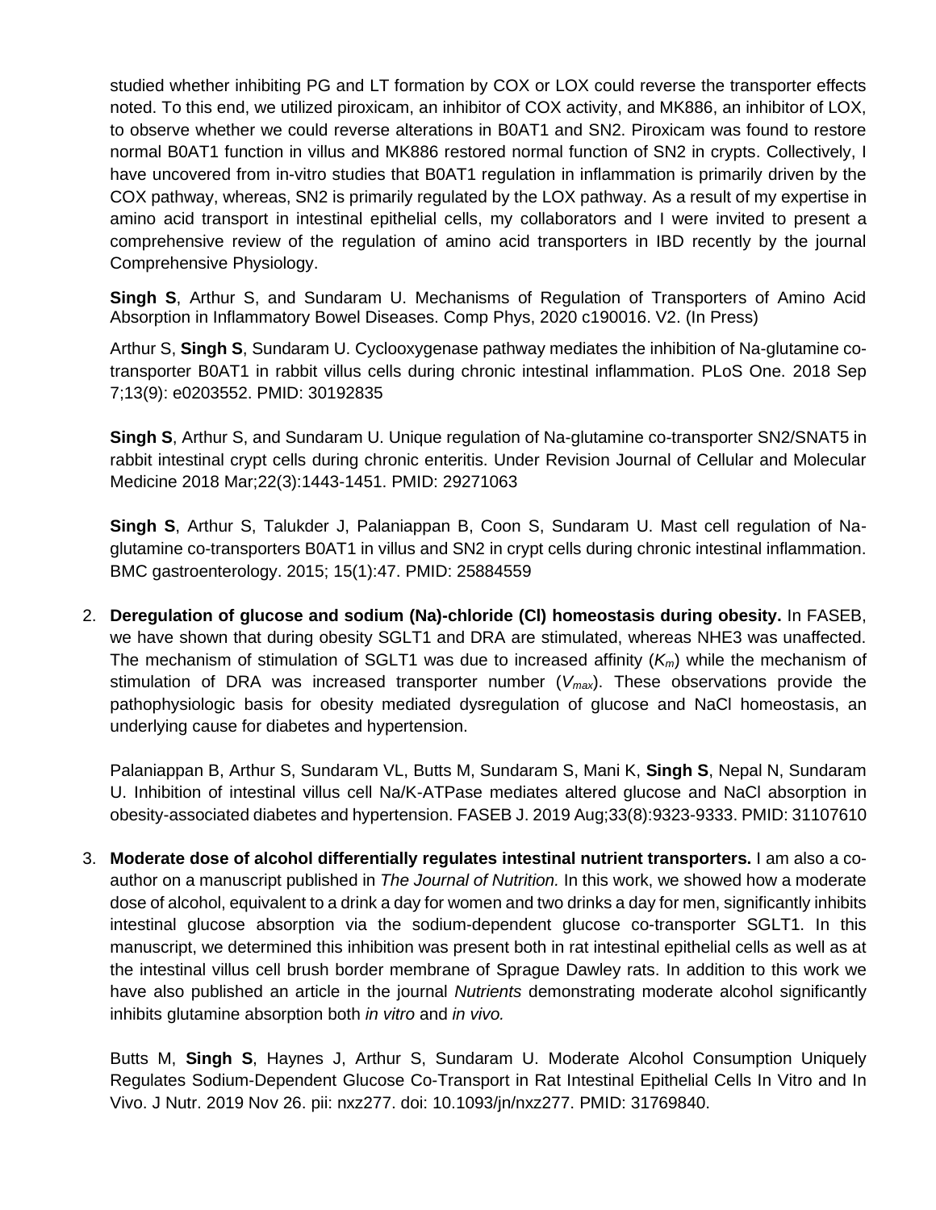studied whether inhibiting PG and LT formation by COX or LOX could reverse the transporter effects noted. To this end, we utilized piroxicam, an inhibitor of COX activity, and MK886, an inhibitor of LOX, to observe whether we could reverse alterations in B0AT1 and SN2. Piroxicam was found to restore normal B0AT1 function in villus and MK886 restored normal function of SN2 in crypts. Collectively, I have uncovered from in-vitro studies that B0AT1 regulation in inflammation is primarily driven by the COX pathway, whereas, SN2 is primarily regulated by the LOX pathway. As a result of my expertise in amino acid transport in intestinal epithelial cells, my collaborators and I were invited to present a comprehensive review of the regulation of amino acid transporters in IBD recently by the journal Comprehensive Physiology.

**Singh S**, Arthur S, and Sundaram U. Mechanisms of Regulation of Transporters of Amino Acid Absorption in Inflammatory Bowel Diseases. Comp Phys, 2020 c190016. V2. (In Press)

Arthur S, **Singh S**, Sundaram U. Cyclooxygenase pathway mediates the inhibition of Na-glutamine co-transporter B0AT1 in rabbit villus cells during chronic intestinal inflammation. PLoS One. 2018 Sep 7;13(9): e0203552. PMID: 30192835

**Singh S**, Arthur S, and Sundaram U. Unique regulation of Na-glutamine co-transporter SN2/SNAT5 in rabbit intestinal crypt cells during chronic enteritis. Under Revision Journal of Cellular and Molecular Medicine 2018 Mar;22(3):1443-1451. PMID: 29271063

**Singh S**, Arthur S, Talukder J, Palaniappan B, Coon S, Sundaram U. Mast cell regulation of Na-glutamine co-transporters B0AT1 in villus and SN2 in crypt cells during chronic intestinal inflammation. BMC gastroenterology. 2015; 15(1):47. PMID: 25884559

2. **Deregulation of glucose and sodium (Na)-chloride (Cl) homeostasis during obesity.** In FASEB, we have shown that during obesity SGLT1 and DRA are stimulated, whereas NHE3 was unaffected. The mechanism of stimulation of SGLT1 was due to increased affinity ($K_m$) while the mechanism of stimulation of DRA was increased transporter number ($V_{max}$). These observations provide the pathophysiologic basis for obesity mediated dysregulation of glucose and NaCl homeostasis, an underlying cause for diabetes and hypertension.

   Palaniappan B, Arthur S, Sundaram VL, Butts M, Sundaram S, Mani K, **Singh S**, Nepal N, Sundaram U. Inhibition of intestinal villus cell Na/K-ATPase mediates altered glucose and NaCl absorption in obesity-associated diabetes and hypertension. FASEB J. 2019 Aug;33(8):9323-9333. PMID: 31107610

3. **Moderate dose of alcohol differentially regulates intestinal nutrient transporters.** I am also a co-author on a manuscript published in *The Journal of Nutrition.* In this work, we showed how a moderate dose of alcohol, equivalent to a drink a day for women and two drinks a day for men, significantly inhibits intestinal glucose absorption via the sodium-dependent glucose co-transporter SGLT1. In this manuscript, we determined this inhibition was present both in rat intestinal epithelial cells as well as at the intestinal villus cell brush border membrane of Sprague Dawley rats. In addition to this work we have also published an article in the journal *Nutrients* demonstrating moderate alcohol significantly inhibits glutamine absorption both *in vitro* and *in vivo.*

   Butts M, **Singh S**, Haynes J, Arthur S, Sundaram U. Moderate Alcohol Consumption Uniquely Regulates Sodium-Dependent Glucose Co-Transport in Rat Intestinal Epithelial Cells In Vitro and In Vivo. J Nutr. 2019 Nov 26. pii: nxz277. doi: 10.1093/jn/nxz277. PMID: 31769840.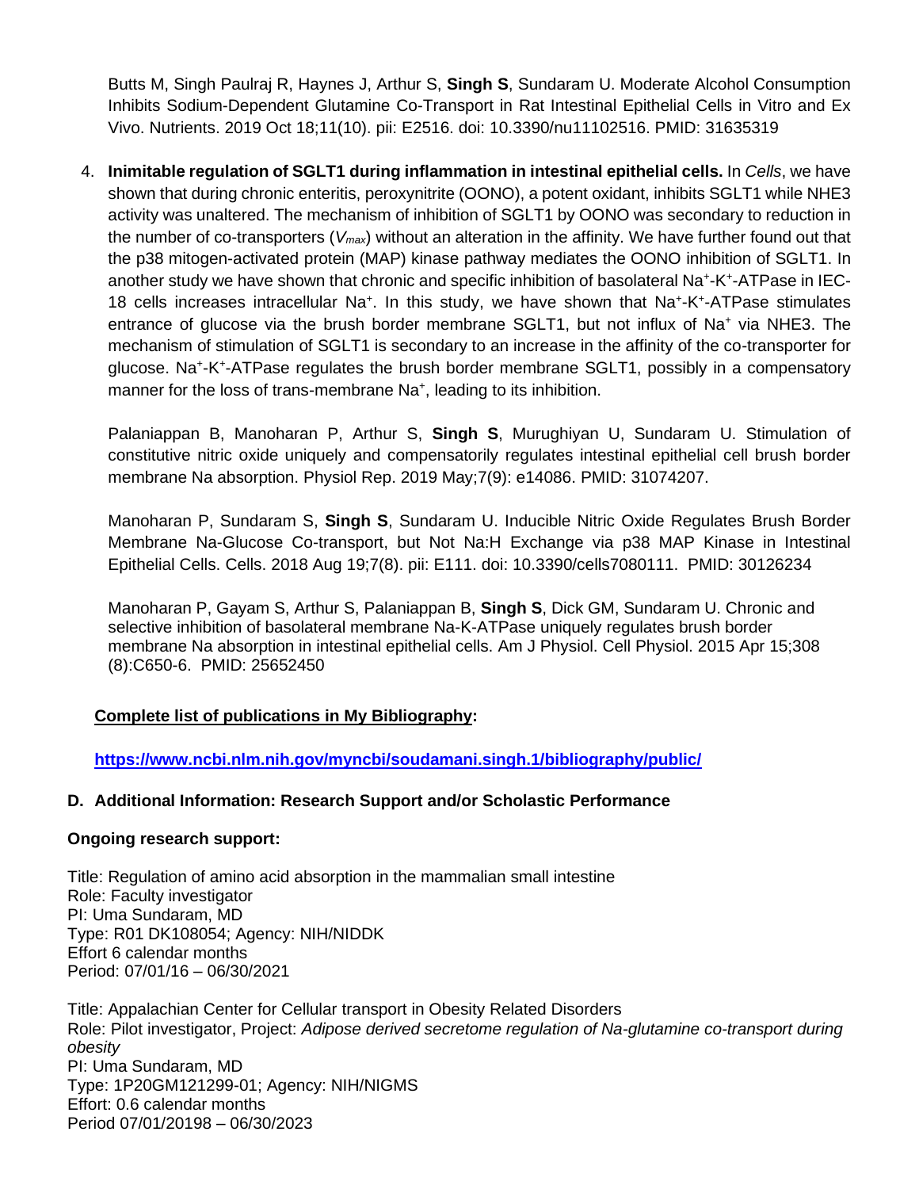Butts M, Singh Paulraj R, Haynes J, Arthur S, **Singh S**, Sundaram U. Moderate Alcohol Consumption Inhibits Sodium-Dependent Glutamine Co-Transport in Rat Intestinal Epithelial Cells in Vitro and Ex Vivo. Nutrients. 2019 Oct 18;11(10). pii: E2516. doi: 10.3390/nu11102516. PMID: 31635319

4. **Inimitable regulation of SGLT1 during inflammation in intestinal epithelial cells.** In *Cells*, we have shown that during chronic enteritis, peroxynitrite (OONO), a potent oxidant, inhibits SGLT1 while NHE3 activity was unaltered. The mechanism of inhibition of SGLT1 by OONO was secondary to reduction in the number of co-transporters ($V_{max}$) without an alteration in the affinity. We have further found out that the p38 mitogen-activated protein (MAP) kinase pathway mediates the OONO inhibition of SGLT1. In another study we have shown that chronic and specific inhibition of basolateral $Na^{+}$-$K^{+}$-ATPase in IEC-18 cells increases intracellular $Na^{+}$. In this study, we have shown that $Na^{+}$-$K^{+}$-ATPase stimulates entrance of glucose via the brush border membrane SGLT1, but not influx of $Na^{+}$ via NHE3. The mechanism of stimulation of SGLT1 is secondary to an increase in the affinity of the co-transporter for glucose. $Na^{+}$-$K^{+}$-ATPase regulates the brush border membrane SGLT1, possibly in a compensatory manner for the loss of trans-membrane $Na^{+}$, leading to its inhibition.

   Palaniappan B, Manoharan P, Arthur S, **Singh S**, Murughiyan U, Sundaram U. Stimulation of constitutive nitric oxide uniquely and compensatorily regulates intestinal epithelial cell brush border membrane Na absorption. Physiol Rep. 2019 May;7(9): e14086. PMID: 31074207.

   Manoharan P, Sundaram S, **Singh S**, Sundaram U. Inducible Nitric Oxide Regulates Brush Border Membrane Na-Glucose Co-transport, but Not Na:H Exchange via p38 MAP Kinase in Intestinal Epithelial Cells. Cells. 2018 Aug 19;7(8). pii: E111. doi: 10.3390/cells7080111. PMID: 30126234

   Manoharan P, Gayam S, Arthur S, Palaniappan B, **Singh S**, Dick GM, Sundaram U. Chronic and selective inhibition of basolateral membrane Na-K-ATPase uniquely regulates brush border membrane Na absorption in intestinal epithelial cells. Am J Physiol. Cell Physiol. 2015 Apr 15;308 (8):C650-6. PMID: 25652450

**Complete list of publications in My Bibliography:**

**https://www.ncbi.nlm.nih.gov/myncbi/soudamani.singh.1/bibliography/public/**

## D. Additional Information: Research Support and/or Scholastic Performance

**Ongoing research support:**

Title: Regulation of amino acid absorption in the mammalian small intestine
Role: Faculty investigator
PI: Uma Sundaram, MD
Type: R01 DK108054; Agency: NIH/NIDDK
Effort 6 calendar months
Period: 07/01/16 – 06/30/2021

Title: Appalachian Center for Cellular transport in Obesity Related Disorders
Role: Pilot investigator, Project: *Adipose derived secretome regulation of Na-glutamine co-transport during obesity*
PI: Uma Sundaram, MD
Type: 1P20GM121299-01; Agency: NIH/NIGMS
Effort: 0.6 calendar months
Period 07/01/20198 – 06/30/2023